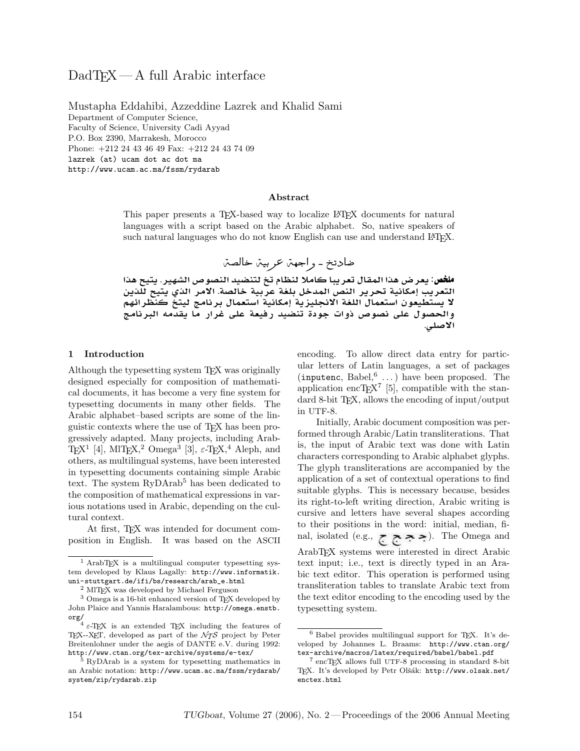# DadTEX — A full Arabic interface

Mustapha Eddahibi, Azzeddine Lazrek and Khalid Sami
Department of Computer Science,
Faculty of Science, University Cadi Ayyad
P.O. Box 2390, Marrakesh, Morocco
Phone: +212 24 43 46 49 Fax: +212 24 43 74 09
lazrek (at) ucam dot ac dot ma
http://www.ucam.ac.ma/fssm/rydarab

## Abstract

This paper presents a TEX-based way to localize LATEX documents for natural languages with a script based on the Arabic alphabet. So, native speakers of such natural languages who do not know English can use and understand LATEX.

ضادتخ - واجهة عربية خالصة

**ملخص**: يعرض هذا المقال تعريبا كاملا لنظام تخ لتنضيد النصوص الشهير. يتيح هذا التعريب إمكانية تحرير النص المدخل بلغة عربية خالصة. الامر الذي يتيح للذين لا يستطيعون استعمال اللغة الانجليزية إمكانية استعمال برنامج ليتخ كنظرائهم والحصول على نصوص ذوات جودة تنضيد رفيعة على غرار ما يقدمه البرنامج الاصلي.

## 1 Introduction

Although the typesetting system TEX was originally designed especially for composition of mathematical documents, it has become a very fine system for typesetting documents in many other fields. The Arabic alphabet–based scripts are some of the linguistic contexts where the use of TEX has been progressively adapted. Many projects, including ArabTEX[1] [4], MlTEX,[2] Omega[3] [3], ε-TEX,[4] Aleph, and others, as multilingual systems, have been interested in typesetting documents containing simple Arabic text. The system RyDArab[5] has been dedicated to the composition of mathematical expressions in various notations used in Arabic, depending on the cultural context.

At first, TEX was intended for document composition in English. It was based on the ASCII encoding. To allow direct data entry for particular letters of Latin languages, a set of packages (inputenc, Babel,[6] ...) have been proposed. The application encTEX[7] [5], compatible with the standard 8-bit TEX, allows the encoding of input/output in UTF-8.

Initially, Arabic document composition was performed through Arabic/Latin transliterations. That is, the input of Arabic text was done with Latin characters corresponding to Arabic alphabet glyphs. The glyph transliterations are accompanied by the application of a set of contextual operations to find suitable glyphs. This is necessary because, besides its right-to-left writing direction, Arabic writing is cursive and letters have several shapes according to their positions in the word: initial, median, final, isolated (e.g., جـ ـجـ ـج ج). The Omega and ArabTEX systems were interested in direct Arabic text input; i.e., text is directly typed in an Arabic text editor. This operation is performed using transliteration tables to translate Arabic text from the text editor encoding to the encoding used by the typesetting system.

---

[1] ArabTEX is a multilingual computer typesetting system developed by Klaus Lagally: http://www.informatik.uni-stuttgart.de/ifi/bs/research/arab_e.html

[2] MlTEX was developed by Michael Ferguson

[3] Omega is a 16-bit enhanced version of TEX developed by John Plaice and Yannis Haralambous: http://omega.enstb.org/

[4] ε-TEX is an extended TEX including the features of TEX--XET, developed as part of the NTS project by Peter Breitenlohner under the aegis of DANTE e.V. during 1992: http://www.ctan.org/tex-archive/systems/e-tex/

[5] RyDArab is a system for typesetting mathematics in an Arabic notation: http://www.ucam.ac.ma/fssm/rydarab/system/zip/rydarab.zip

[6] Babel provides multilingual support for TEX. It's developed by Johannes L. Braams: http://www.ctan.org/tex-archive/macros/latex/required/babel/babel.pdf

[7] encTEX allows full UTF-8 processing in standard 8-bit TEX. It's developed by Petr Olšák: http://www.olsak.net/enctex.html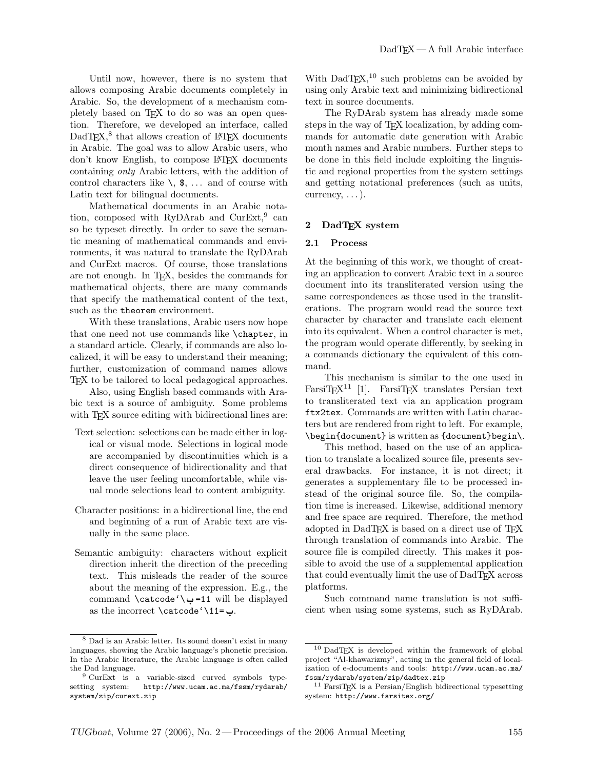Until now, however, there is no system that allows composing Arabic documents completely in Arabic. So, the development of a mechanism completely based on TeX to do so was an open question. Therefore, we developed an interface, called DadTeX,[8] that allows creation of LaTeX documents in Arabic. The goal was to allow Arabic users, who don't know English, to compose LaTeX documents containing *only* Arabic letters, with the addition of control characters like \, $, ... and of course with Latin text for bilingual documents.

Mathematical documents in an Arabic notation, composed with RyDArab and CurExt,[9] can so be typeset directly. In order to save the semantic meaning of mathematical commands and environments, it was natural to translate the RyDArab and CurExt macros. Of course, those translations are not enough. In TeX, besides the commands for mathematical objects, there are many commands that specify the mathematical content of the text, such as the `theorem` environment.

With these translations, Arabic users now hope that one need not use commands like `\chapter`, in a standard article. Clearly, if commands are also localized, it will be easy to understand their meaning; further, customization of command names allows TeX to be tailored to local pedagogical approaches.

Also, using English based commands with Arabic text is a source of ambiguity. Some problems with TeX source editing with bidirectional lines are:

- Text selection: selections can be made either in logical or visual mode. Selections in logical mode are accompanied by discontinuities which is a direct consequence of bidirectionality and that leave the user feeling uncomfortable, while visual mode selections lead to content ambiguity.
- Character positions: in a bidirectional line, the end and beginning of a run of Arabic text are visually in the same place.
- Semantic ambiguity: characters without explicit direction inherit the direction of the preceding text. This misleads the reader of the source about the meaning of the expression. E.g., the command `\catcode`\ب=11` will be displayed as the incorrect `\catcode`\11=ب`.

With DadTeX,[10] such problems can be avoided by using only Arabic text and minimizing bidirectional text in source documents.

The RyDArab system has already made some steps in the way of TeX localization, by adding commands for automatic date generation with Arabic month names and Arabic numbers. Further steps to be done in this field include exploiting the linguistic and regional properties from the system settings and getting notational preferences (such as units, currency, ...).

## 2 DadTeX system

### 2.1 Process

At the beginning of this work, we thought of creating an application to convert Arabic text in a source document into its transliterated version using the same correspondences as those used in the transliterations. The program would read the source text character by character and translate each element into its equivalent. When a control character is met, the program would operate differently, by seeking in a commands dictionary the equivalent of this command.

This mechanism is similar to the one used in FarsiTeX[11] [1]. FarsiTeX translates Persian text to transliterated text via an application program `ftx2tex`. Commands are written with Latin characters but are rendered from right to left. For example, `\begin{document}` is written as `{document}begin\`.

This method, based on the use of an application to translate a localized source file, presents several drawbacks. For instance, it is not direct; it generates a supplementary file to be processed instead of the original source file. So, the compilation time is increased. Likewise, additional memory and free space are required. Therefore, the method adopted in DadTeX is based on a direct use of TeX through translation of commands into Arabic. The source file is compiled directly. This makes it possible to avoid the use of a supplemental application that could eventually limit the use of DadTeX across platforms.

Such command name translation is not sufficient when using some systems, such as RyDArab.

---

[8] Dad is an Arabic letter. Its sound doesn't exist in many languages, showing the Arabic language's phonetic precision. In the Arabic literature, the Arabic language is often called the Dad language.

[9] CurExt is a variable-sized curved symbols typesetting system: `http://www.ucam.ac.ma/fssm/rydarab/system/zip/curext.zip`

[10] DadTeX is developed within the framework of global project "Al-khawarizmy", acting in the general field of localization of e-documents and tools: `http://www.ucam.ac.ma/fssm/rydarab/system/zip/dadtex.zip`

[11] FarsiTeX is a Persian/English bidirectional typesetting system: `http://www.farsitex.org/`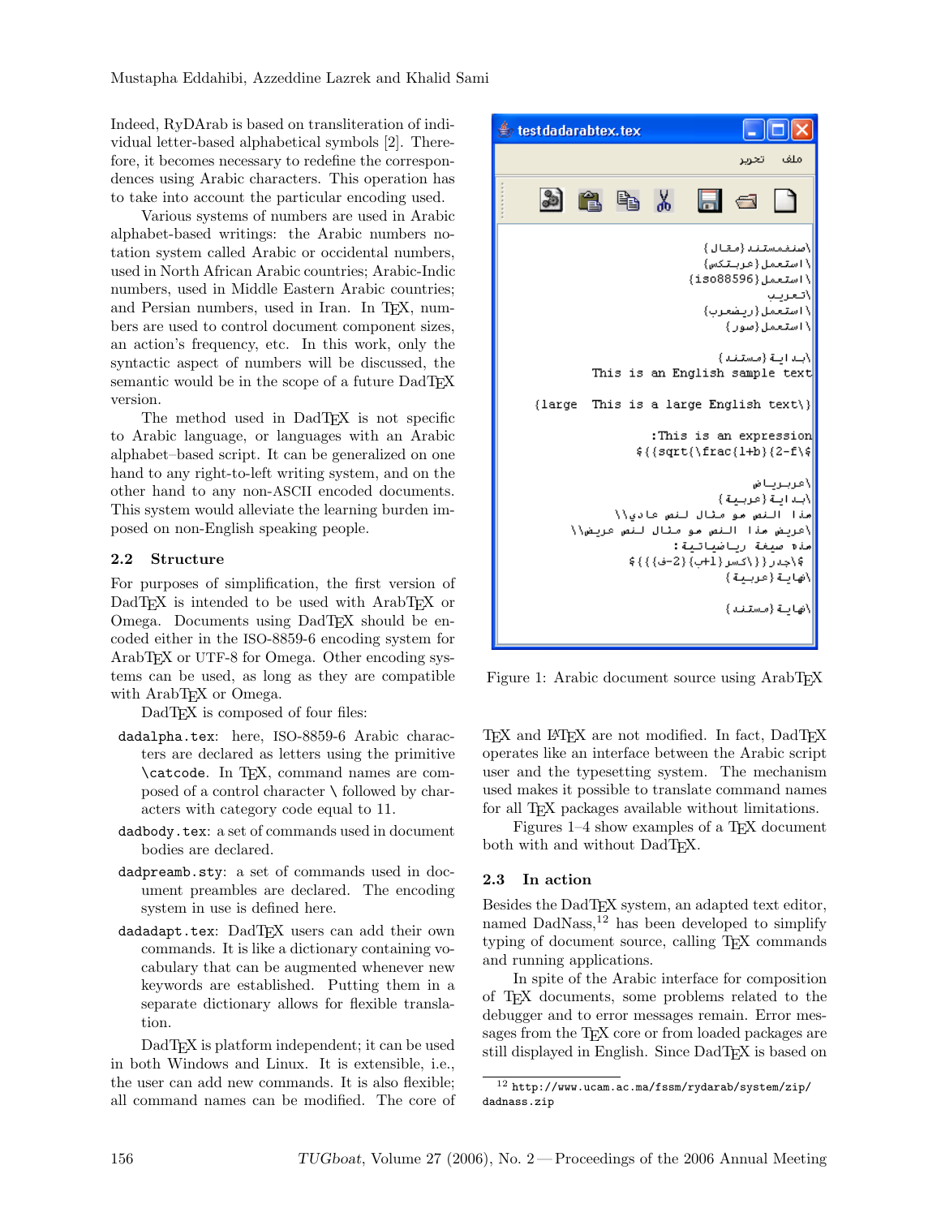Indeed, RyDArab is based on transliteration of individual letter-based alphabetical symbols [2]. Therefore, it becomes necessary to redefine the correspondences using Arabic characters. This operation has to take into account the particular encoding used.

Various systems of numbers are used in Arabic alphabet-based writings: the Arabic numbers notation system called Arabic or occidental numbers, used in North African Arabic countries; Arabic-Indic numbers, used in Middle Eastern Arabic countries; and Persian numbers, used in Iran. In TEX, numbers are used to control document component sizes, an action's frequency, etc. In this work, only the syntactic aspect of numbers will be discussed, the semantic would be in the scope of a future DadTEX version.

The method used in DadTEX is not specific to Arabic language, or languages with an Arabic alphabet–based script. It can be generalized on one hand to any right-to-left writing system, and on the other hand to any non-ASCII encoded documents. This system would alleviate the learning burden imposed on non-English speaking people.

## 2.2 Structure

For purposes of simplification, the first version of DadTEX is intended to be used with ArabTEX or Omega. Documents using DadTEX should be encoded either in the ISO-8859-6 encoding system for ArabTEX or UTF-8 for Omega. Other encoding systems can be used, as long as they are compatible with ArabTEX or Omega.

DadTEX is composed of four files:

- `dadalpha.tex`: here, ISO-8859-6 Arabic characters are declared as letters using the primitive `\catcode`. In TEX, command names are composed of a control character `\` followed by characters with category code equal to 11.
- `dadbody.tex`: a set of commands used in document bodies are declared.
- `dadpreamb.sty`: a set of commands used in document preambles are declared. The encoding system in use is defined here.
- `dadadapt.tex`: DadTEX users can add their own commands. It is like a dictionary containing vocabulary that can be augmented whenever new keywords are established. Putting them in a separate dictionary allows for flexible translation.

DadTEX is platform independent; it can be used in both Windows and Linux. It is extensible, i.e., the user can add new commands. It is also flexible; all command names can be modified. The core of

testdadarabtex.tex

ملف تحرير

```
\صنفمستند{مقال}
\استعمل{عربتكس}
\استعمل{iso88596}
\تعريب
\استعمل{ريضعرب}
\استعمل{صور}

\بداية{مستند}
This is an English sample text

{\large This is a large English text}

This is an expression:
$\sqrt{\frac{1+b}{2-f}}$

\عربرياض
\بداية{عربية}
هذا النص هو مثال لنص عادي\\
\عريض هذا النص هو مثال لنص عريض\\
هذه صيغة رياضية:
$\جذر{\كسر{1+ب}{2-ف}}$
\نهاية{عربية}

\نهاية{مستند}
```

Figure 1: Arabic document source using ArabTEX

TEX and LATEX are not modified. In fact, DadTEX operates like an interface between the Arabic script user and the typesetting system. The mechanism used makes it possible to translate command names for all TEX packages available without limitations.

Figures 1–4 show examples of a TEX document both with and without DadTEX.

## 2.3 In action

Besides the DadTEX system, an adapted text editor, named DadNass,[12] has been developed to simplify typing of document source, calling TEX commands and running applications.

In spite of the Arabic interface for composition of TEX documents, some problems related to the debugger and to error messages remain. Error messages from the TEX core or from loaded packages are still displayed in English. Since DadTEX is based on

[12] http://www.ucam.ac.ma/fssm/rydarab/system/zip/dadnass.zip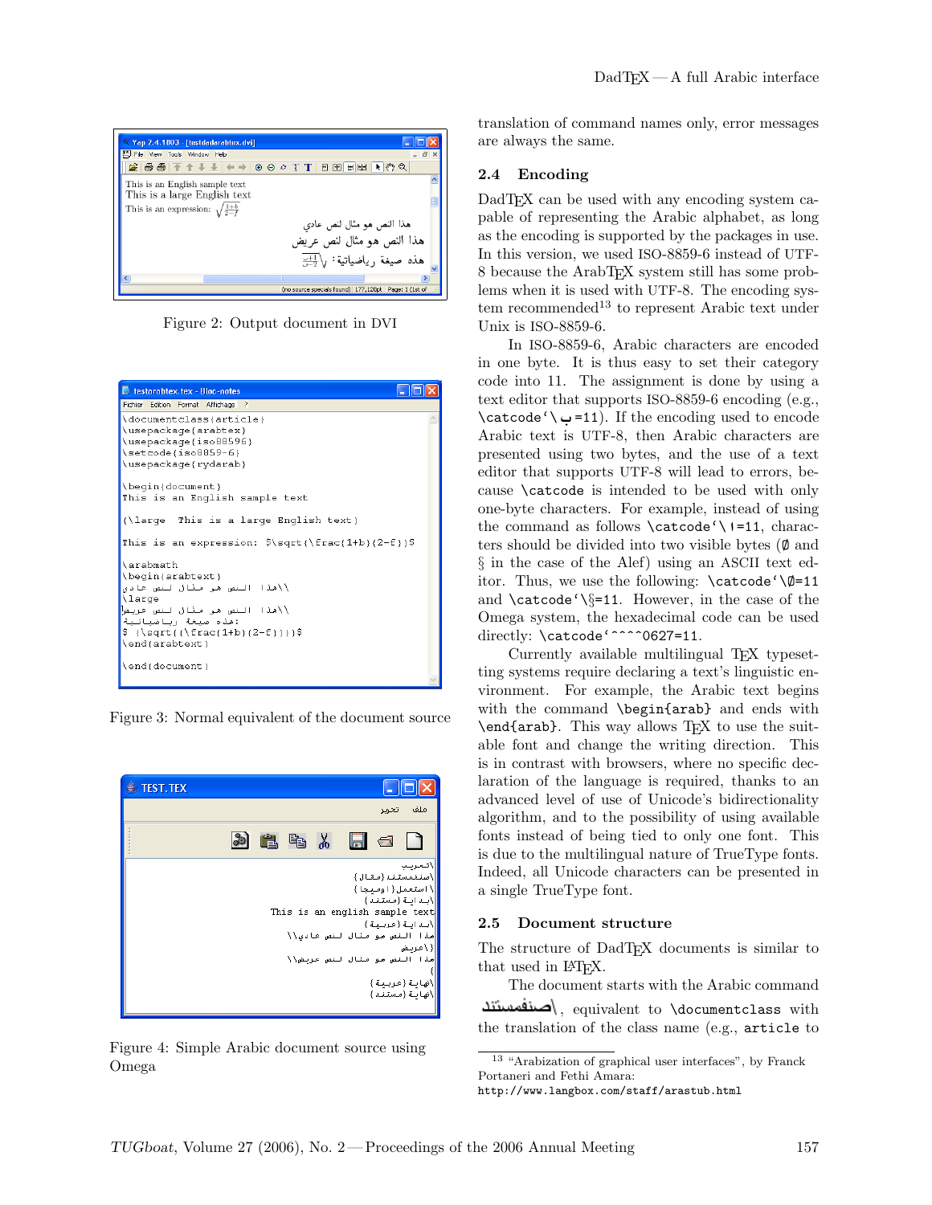Figure 2: Output document in DVI

Figure 3: Normal equivalent of the document source

Figure 4: Simple Arabic document source using Omega

translation of command names only, error messages are always the same.

## 2.4 Encoding

DadTEX can be used with any encoding system capable of representing the Arabic alphabet, as long as the encoding is supported by the packages in use. In this version, we used ISO-8859-6 instead of UTF-8 because the ArabTEX system still has some problems when it is used with UTF-8. The encoding system recommended[13] to represent Arabic text under Unix is ISO-8859-6.

In ISO-8859-6, Arabic characters are encoded in one byte. It is thus easy to set their category code into 11. The assignment is done by using a text editor that supports ISO-8859-6 encoding (e.g., `\catcode‘\ب=11`). If the encoding used to encode Arabic text is UTF-8, then Arabic characters are presented using two bytes, and the use of a text editor that supports UTF-8 will lead to errors, because `\catcode` is intended to be used with only one-byte characters. For example, instead of using the command as follows `\catcode‘\ا=11`, characters should be divided into two visible bytes (∅ and § in the case of the Alef) using an ASCII text editor. Thus, we use the following: `\catcode‘\∅=11` and `\catcode‘\§=11`. However, in the case of the Omega system, the hexadecimal code can be used directly: `\catcode‘^^^^0627=11`.

Currently available multilingual TEX typesetting systems require declaring a text's linguistic environment. For example, the Arabic text begins with the command `\begin{arab}` and ends with `\end{arab}`. This way allows TEX to use the suitable font and change the writing direction. This is in contrast with browsers, where no specific declaration of the language is required, thanks to an advanced level of use of Unicode's bidirectionality algorithm, and to the possibility of using available fonts instead of being tied to only one font. This is due to the multilingual nature of TrueType fonts. Indeed, all Unicode characters can be presented in a single TrueType font.

## 2.5 Document structure

The structure of DadTEX documents is similar to that used in LATEX.

The document starts with the Arabic command \صنفمستند, equivalent to `\documentclass` with the translation of the class name (e.g., `article` to

[13] "Arabization of graphical user interfaces", by Franck Portaneri and Fethi Amara: http://www.langbox.com/staff/arastub.html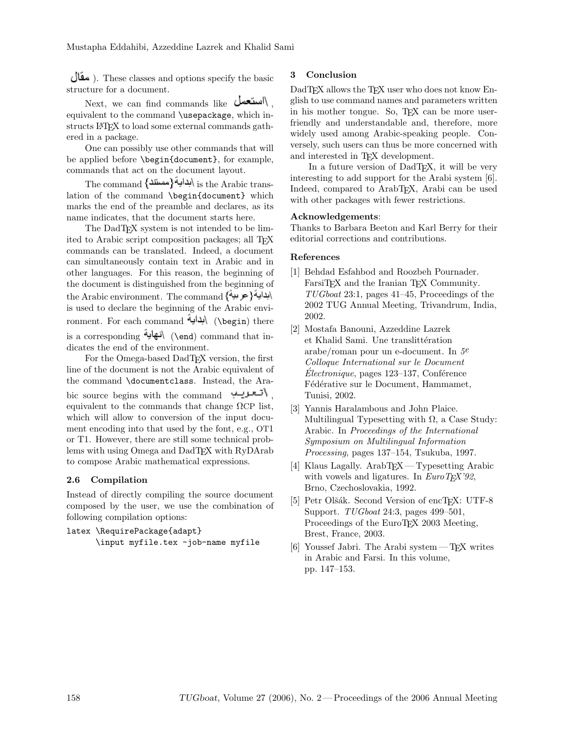مقال ). These classes and options specify the basic structure for a document.

Next, we can find commands like \استعمل, equivalent to the command `\usepackage`, which instructs LaTeX to load some external commands gathered in a package.

One can possibly use other commands that will be applied before `\begin{document}`, for example, commands that act on the document layout.

The command \بداية{مستند} is the Arabic translation of the command `\begin{document}` which marks the end of the preamble and declares, as its name indicates, that the document starts here.

The DadTEX system is not intended to be limited to Arabic script composition packages; all TEX commands can be translated. Indeed, a document can simultaneously contain text in Arabic and in other languages. For this reason, the beginning of the document is distinguished from the beginning of the Arabic environment. The command \بداية{عربية} is used to declare the beginning of the Arabic environment. For each command \بداية (`\begin`) there is a corresponding \نهاية (`\end`) command that indicates the end of the environment.

For the Omega-based DadTEX version, the first line of the document is not the Arabic equivalent of the command `\documentclass`. Instead, the Arabic source begins with the command \تعريب, equivalent to the commands that change ΩCP list, which will allow to conversion of the input document encoding into that used by the font, e.g., OT1 or T1. However, there are still some technical problems with using Omega and DadTEX with RyDArab to compose Arabic mathematical expressions.

### 2.6 Compilation

Instead of directly compiling the source document composed by the user, we use the combination of following compilation options:

```
latex \RequirePackage{adapt}
      \input myfile.tex -job-name myfile
```

## 3 Conclusion

DadTEX allows the TEX user who does not know English to use command names and parameters written in his mother tongue. So, TEX can be more user-friendly and understandable and, therefore, more widely used among Arabic-speaking people. Conversely, such users can thus be more concerned with and interested in TEX development.

In a future version of DadTEX, it will be very interesting to add support for the Arabi system [6]. Indeed, compared to ArabTEX, Arabi can be used with other packages with fewer restrictions.

**Acknowledgements**:

Thanks to Barbara Beeton and Karl Berry for their editorial corrections and contributions.

### References

[1] Behdad Esfahbod and Roozbeh Pournader. FarsiTEX and the Iranian TEX Community. *TUGboat* 23:1, pages 41–45, Proceedings of the 2002 TUG Annual Meeting, Trivandrum, India, 2002.

[2] Mostafa Banouni, Azzeddine Lazrek et Khalid Sami. Une translittération arabe/roman pour un e-document. In *5e Colloque International sur le Document Électronique*, pages 123–137, Conférence Fédérative sur le Document, Hammamet, Tunisi, 2002.

[3] Yannis Haralambous and John Plaice. Multilingual Typesetting with Ω, a Case Study: Arabic. In *Proceedings of the International Symposium on Multilingual Information Processing*, pages 137–154, Tsukuba, 1997.

[4] Klaus Lagally. ArabTEX — Typesetting Arabic with vowels and ligatures. In *EuroTEX'92*, Brno, Czechoslovakia, 1992.

[5] Petr Olšák. Second Version of encTEX: UTF-8 Support. *TUGboat* 24:3, pages 499–501, Proceedings of the EuroTEX 2003 Meeting, Brest, France, 2003.

[6] Youssef Jabri. The Arabi system — TEX writes in Arabic and Farsi. In this volume, pp. 147–153.